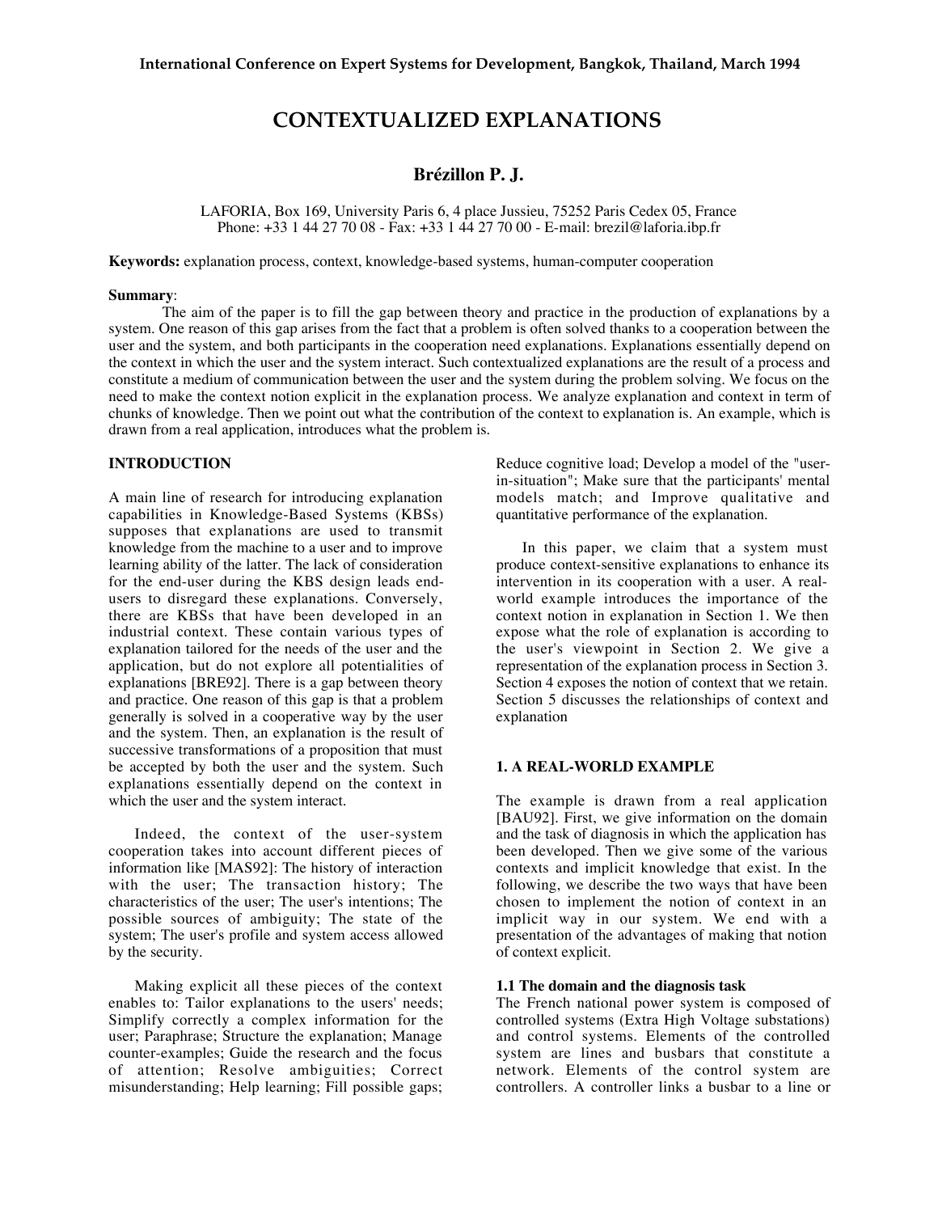International Conference on Expert Systems for Development, Bangkok, Thailand, March 1994

# CONTEXTUALIZED EXPLANATIONS

**Brézillon P. J.**

LAFORIA, Box 169, University Paris 6, 4 place Jussieu, 75252 Paris Cedex 05, France
Phone: +33 1 44 27 70 08 - Fax: +33 1 44 27 70 00 - E-mail: brezil@laforia.ibp.fr

**Keywords:** explanation process, context, knowledge-based systems, human-computer cooperation

**Summary**:

The aim of the paper is to fill the gap between theory and practice in the production of explanations by a system. One reason of this gap arises from the fact that a problem is often solved thanks to a cooperation between the user and the system, and both participants in the cooperation need explanations. Explanations essentially depend on the context in which the user and the system interact. Such contextualized explanations are the result of a process and constitute a medium of communication between the user and the system during the problem solving. We focus on the need to make the context notion explicit in the explanation process. We analyze explanation and context in term of chunks of knowledge. Then we point out what the contribution of the context to explanation is. An example, which is drawn from a real application, introduces what the problem is.

## INTRODUCTION

A main line of research for introducing explanation capabilities in Knowledge-Based Systems (KBSs) supposes that explanations are used to transmit knowledge from the machine to a user and to improve learning ability of the latter. The lack of consideration for the end-user during the KBS design leads end-users to disregard these explanations. Conversely, there are KBSs that have been developed in an industrial context. These contain various types of explanation tailored for the needs of the user and the application, but do not explore all potentialities of explanations [BRE92]. There is a gap between theory and practice. One reason of this gap is that a problem generally is solved in a cooperative way by the user and the system. Then, an explanation is the result of successive transformations of a proposition that must be accepted by both the user and the system. Such explanations essentially depend on the context in which the user and the system interact.

Indeed, the context of the user-system cooperation takes into account different pieces of information like [MAS92]: The history of interaction with the user; The transaction history; The characteristics of the user; The user's intentions; The possible sources of ambiguity; The state of the system; The user's profile and system access allowed by the security.

Making explicit all these pieces of the context enables to: Tailor explanations to the users' needs; Simplify correctly a complex information for the user; Paraphrase; Structure the explanation; Manage counter-examples; Guide the research and the focus of attention; Resolve ambiguities; Correct misunderstanding; Help learning; Fill possible gaps; Reduce cognitive load; Develop a model of the "user-in-situation"; Make sure that the participants' mental models match; and Improve qualitative and quantitative performance of the explanation.

In this paper, we claim that a system must produce context-sensitive explanations to enhance its intervention in its cooperation with a user. A real-world example introduces the importance of the context notion in explanation in Section 1. We then expose what the role of explanation is according to the user's viewpoint in Section 2. We give a representation of the explanation process in Section 3. Section 4 exposes the notion of context that we retain. Section 5 discusses the relationships of context and explanation

## 1. A REAL-WORLD EXAMPLE

The example is drawn from a real application [BAU92]. First, we give information on the domain and the task of diagnosis in which the application has been developed. Then we give some of the various contexts and implicit knowledge that exist. In the following, we describe the two ways that have been chosen to implement the notion of context in an implicit way in our system. We end with a presentation of the advantages of making that notion of context explicit.

### 1.1 The domain and the diagnosis task

The French national power system is composed of controlled systems (Extra High Voltage substations) and control systems. Elements of the controlled system are lines and busbars that constitute a network. Elements of the control system are controllers. A controller links a busbar to a line or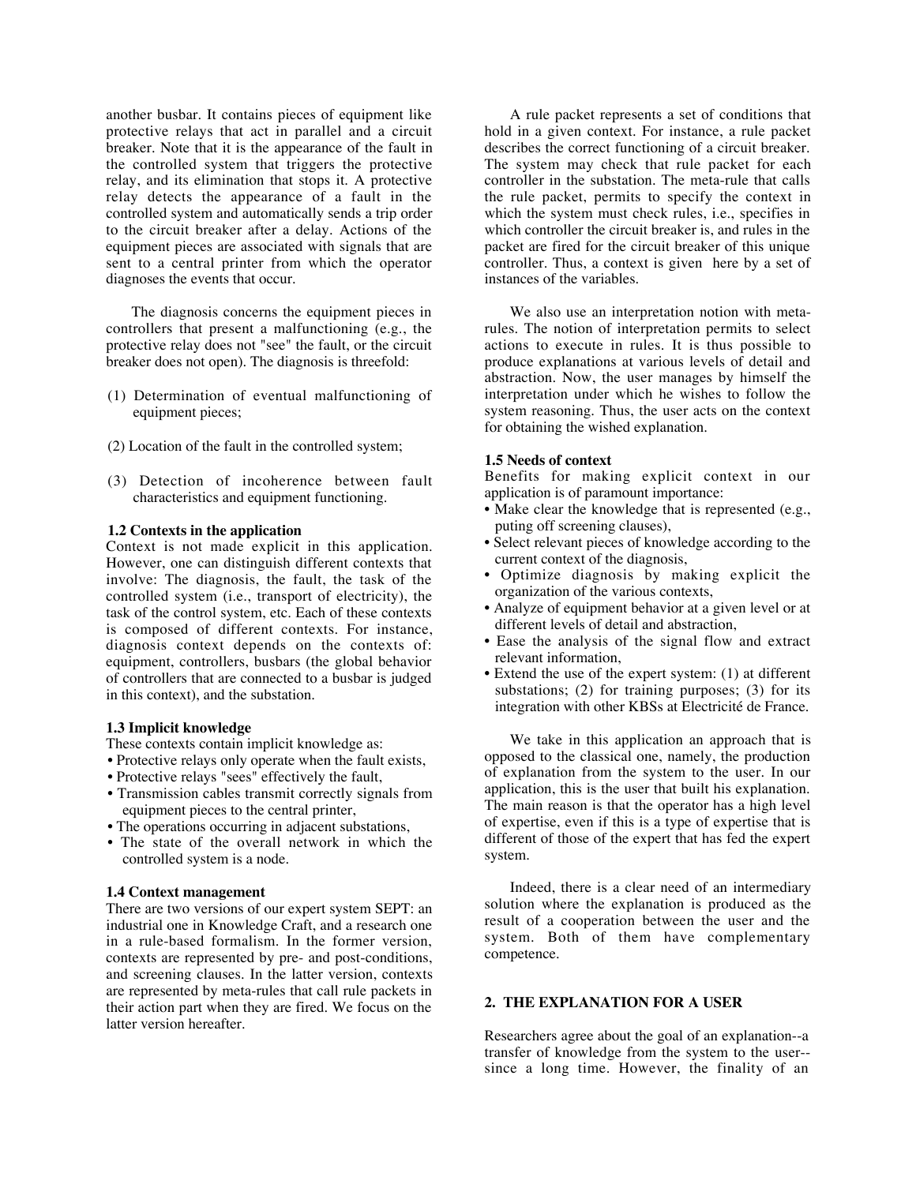another busbar. It contains pieces of equipment like protective relays that act in parallel and a circuit breaker. Note that it is the appearance of the fault in the controlled system that triggers the protective relay, and its elimination that stops it. A protective relay detects the appearance of a fault in the controlled system and automatically sends a trip order to the circuit breaker after a delay. Actions of the equipment pieces are associated with signals that are sent to a central printer from which the operator diagnoses the events that occur.

The diagnosis concerns the equipment pieces in controllers that present a malfunctioning (e.g., the protective relay does not "see" the fault, or the circuit breaker does not open). The diagnosis is threefold:

(1) Determination of eventual malfunctioning of equipment pieces;

(2) Location of the fault in the controlled system;

(3) Detection of incoherence between fault characteristics and equipment functioning.

### 1.2 Contexts in the application

Context is not made explicit in this application. However, one can distinguish different contexts that involve: The diagnosis, the fault, the task of the controlled system (i.e., transport of electricity), the task of the control system, etc. Each of these contexts is composed of different contexts. For instance, diagnosis context depends on the contexts of: equipment, controllers, busbars (the global behavior of controllers that are connected to a busbar is judged in this context), and the substation.

### 1.3 Implicit knowledge

These contexts contain implicit knowledge as:

- Protective relays only operate when the fault exists,
- Protective relays "sees" effectively the fault,
- Transmission cables transmit correctly signals from equipment pieces to the central printer,
- The operations occurring in adjacent substations,
- The state of the overall network in which the controlled system is a node.

### 1.4 Context management

There are two versions of our expert system SEPT: an industrial one in Knowledge Craft, and a research one in a rule-based formalism. In the former version, contexts are represented by pre- and post-conditions, and screening clauses. In the latter version, contexts are represented by meta-rules that call rule packets in their action part when they are fired. We focus on the latter version hereafter.

A rule packet represents a set of conditions that hold in a given context. For instance, a rule packet describes the correct functioning of a circuit breaker. The system may check that rule packet for each controller in the substation. The meta-rule that calls the rule packet, permits to specify the context in which the system must check rules, i.e., specifies in which controller the circuit breaker is, and rules in the packet are fired for the circuit breaker of this unique controller. Thus, a context is given here by a set of instances of the variables.

We also use an interpretation notion with meta-rules. The notion of interpretation permits to select actions to execute in rules. It is thus possible to produce explanations at various levels of detail and abstraction. Now, the user manages by himself the interpretation under which he wishes to follow the system reasoning. Thus, the user acts on the context for obtaining the wished explanation.

### 1.5 Needs of context

Benefits for making explicit context in our application is of paramount importance:

- Make clear the knowledge that is represented (e.g., puting off screening clauses),
- Select relevant pieces of knowledge according to the current context of the diagnosis,
- Optimize diagnosis by making explicit the organization of the various contexts,
- Analyze of equipment behavior at a given level or at different levels of detail and abstraction,
- Ease the analysis of the signal flow and extract relevant information,
- Extend the use of the expert system: (1) at different substations; (2) for training purposes; (3) for its integration with other KBSs at Electricité de France.

We take in this application an approach that is opposed to the classical one, namely, the production of explanation from the system to the user. In our application, this is the user that built his explanation. The main reason is that the operator has a high level of expertise, even if this is a type of expertise that is different of those of the expert that has fed the expert system.

Indeed, there is a clear need of an intermediary solution where the explanation is produced as the result of a cooperation between the user and the system. Both of them have complementary competence.

## 2. THE EXPLANATION FOR A USER

Researchers agree about the goal of an explanation--a transfer of knowledge from the system to the user--since a long time. However, the finality of an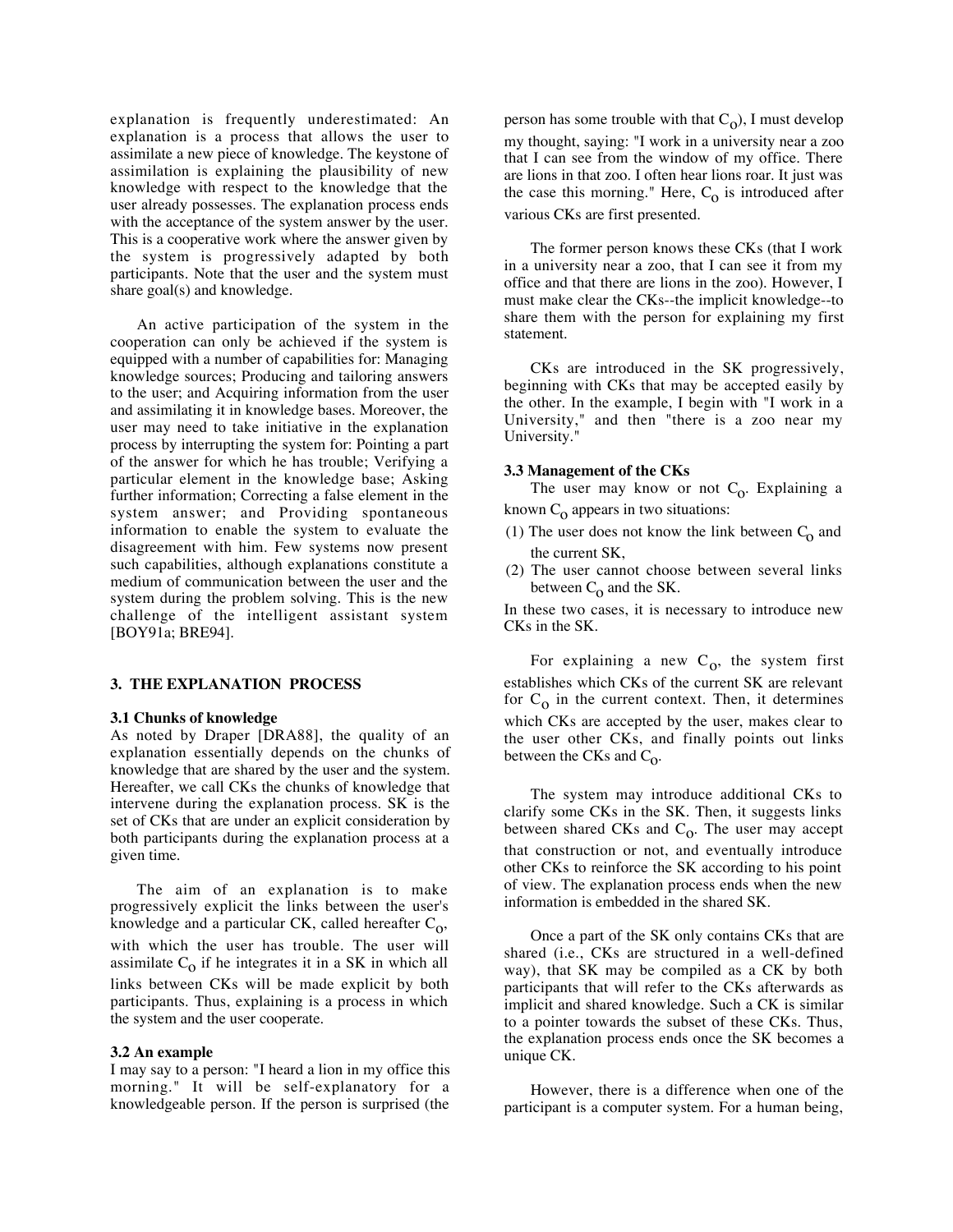explanation is frequently underestimated: An explanation is a process that allows the user to assimilate a new piece of knowledge. The keystone of assimilation is explaining the plausibility of new knowledge with respect to the knowledge that the user already possesses. The explanation process ends with the acceptance of the system answer by the user. This is a cooperative work where the answer given by the system is progressively adapted by both participants. Note that the user and the system must share goal(s) and knowledge.

An active participation of the system in the cooperation can only be achieved if the system is equipped with a number of capabilities for: Managing knowledge sources; Producing and tailoring answers to the user; and Acquiring information from the user and assimilating it in knowledge bases. Moreover, the user may need to take initiative in the explanation process by interrupting the system for: Pointing a part of the answer for which he has trouble; Verifying a particular element in the knowledge base; Asking further information; Correcting a false element in the system answer; and Providing spontaneous information to enable the system to evaluate the disagreement with him. Few systems now present such capabilities, although explanations constitute a medium of communication between the user and the system during the problem solving. This is the new challenge of the intelligent assistant system [BOY91a; BRE94].

## 3. THE EXPLANATION PROCESS

### 3.1 Chunks of knowledge

As noted by Draper [DRA88], the quality of an explanation essentially depends on the chunks of knowledge that are shared by the user and the system. Hereafter, we call CKs the chunks of knowledge that intervene during the explanation process. SK is the set of CKs that are under an explicit consideration by both participants during the explanation process at a given time.

The aim of an explanation is to make progressively explicit the links between the user's knowledge and a particular CK, called hereafter $C_o$, with which the user has trouble. The user will assimilate $C_o$ if he integrates it in a SK in which all links between CKs will be made explicit by both participants. Thus, explaining is a process in which the system and the user cooperate.

### 3.2 An example

I may say to a person: "I heard a lion in my office this morning." It will be self-explanatory for a knowledgeable person. If the person is surprised (the person has some trouble with that $C_o$), I must develop my thought, saying: "I work in a university near a zoo that I can see from the window of my office. There are lions in that zoo. I often hear lions roar. It just was the case this morning." Here, $C_o$ is introduced after various CKs are first presented.

The former person knows these CKs (that I work in a university near a zoo, that I can see it from my office and that there are lions in the zoo). However, I must make clear the CKs--the implicit knowledge--to share them with the person for explaining my first statement.

CKs are introduced in the SK progressively, beginning with CKs that may be accepted easily by the other. In the example, I begin with "I work in a University," and then "there is a zoo near my University."

### 3.3 Management of the CKs

The user may know or not $C_o$. Explaining a known $C_o$ appears in two situations:

(1) The user does not know the link between $C_o$ and the current SK,
(2) The user cannot choose between several links between $C_o$ and the SK.

In these two cases, it is necessary to introduce new CKs in the SK.

For explaining a new $C_o$, the system first establishes which CKs of the current SK are relevant for $C_o$ in the current context. Then, it determines which CKs are accepted by the user, makes clear to the user other CKs, and finally points out links between the CKs and $C_o$.

The system may introduce additional CKs to clarify some CKs in the SK. Then, it suggests links between shared CKs and $C_o$. The user may accept that construction or not, and eventually introduce other CKs to reinforce the SK according to his point of view. The explanation process ends when the new information is embedded in the shared SK.

Once a part of the SK only contains CKs that are shared (i.e., CKs are structured in a well-defined way), that SK may be compiled as a CK by both participants that will refer to the CKs afterwards as implicit and shared knowledge. Such a CK is similar to a pointer towards the subset of these CKs. Thus, the explanation process ends once the SK becomes a unique CK.

However, there is a difference when one of the participant is a computer system. For a human being,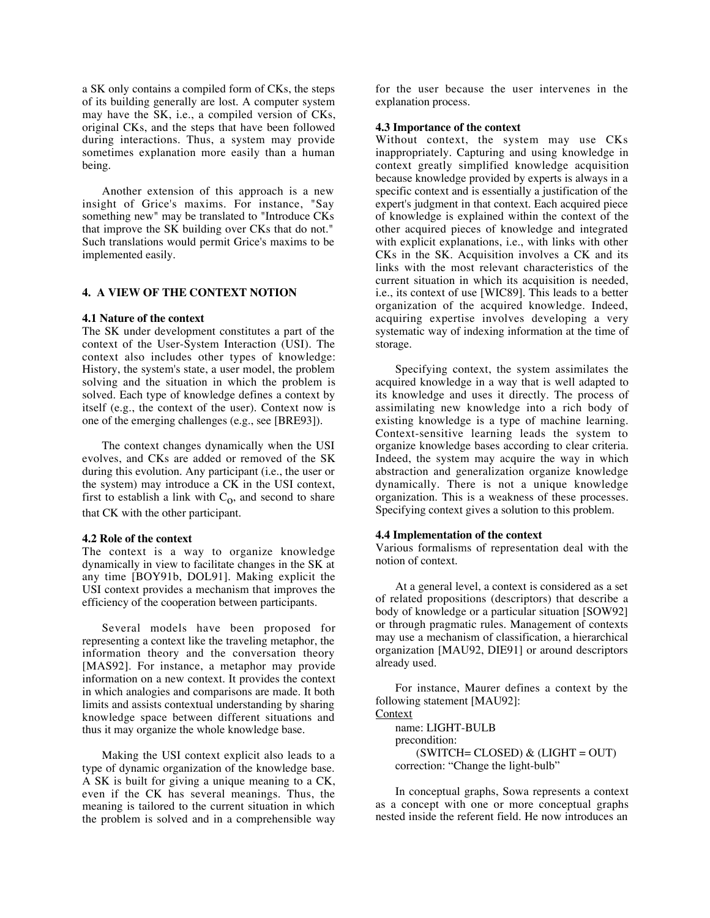a SK only contains a compiled form of CKs, the steps of its building generally are lost. A computer system may have the SK, i.e., a compiled version of CKs, original CKs, and the steps that have been followed during interactions. Thus, a system may provide sometimes explanation more easily than a human being.

Another extension of this approach is a new insight of Grice's maxims. For instance, "Say something new" may be translated to "Introduce CKs that improve the SK building over CKs that do not." Such translations would permit Grice's maxims to be implemented easily.

## 4. A VIEW OF THE CONTEXT NOTION

### 4.1 Nature of the context

The SK under development constitutes a part of the context of the User-System Interaction (USI). The context also includes other types of knowledge: History, the system's state, a user model, the problem solving and the situation in which the problem is solved. Each type of knowledge defines a context by itself (e.g., the context of the user). Context now is one of the emerging challenges (e.g., see [BRE93]).

The context changes dynamically when the USI evolves, and CKs are added or removed of the SK during this evolution. Any participant (i.e., the user or the system) may introduce a CK in the USI context, first to establish a link with $C_O$, and second to share that CK with the other participant.

### 4.2 Role of the context

The context is a way to organize knowledge dynamically in view to facilitate changes in the SK at any time [BOY91b, DOL91]. Making explicit the USI context provides a mechanism that improves the efficiency of the cooperation between participants.

Several models have been proposed for representing a context like the traveling metaphor, the information theory and the conversation theory [MAS92]. For instance, a metaphor may provide information on a new context. It provides the context in which analogies and comparisons are made. It both limits and assists contextual understanding by sharing knowledge space between different situations and thus it may organize the whole knowledge base.

Making the USI context explicit also leads to a type of dynamic organization of the knowledge base. A SK is built for giving a unique meaning to a CK, even if the CK has several meanings. Thus, the meaning is tailored to the current situation in which the problem is solved and in a comprehensible way for the user because the user intervenes in the explanation process.

### 4.3 Importance of the context

Without context, the system may use CKs inappropriately. Capturing and using knowledge in context greatly simplified knowledge acquisition because knowledge provided by experts is always in a specific context and is essentially a justification of the expert's judgment in that context. Each acquired piece of knowledge is explained within the context of the other acquired pieces of knowledge and integrated with explicit explanations, i.e., with links with other CKs in the SK. Acquisition involves a CK and its links with the most relevant characteristics of the current situation in which its acquisition is needed, i.e., its context of use [WIC89]. This leads to a better organization of the acquired knowledge. Indeed, acquiring expertise involves developing a very systematic way of indexing information at the time of storage.

Specifying context, the system assimilates the acquired knowledge in a way that is well adapted to its knowledge and uses it directly. The process of assimilating new knowledge into a rich body of existing knowledge is a type of machine learning. Context-sensitive learning leads the system to organize knowledge bases according to clear criteria. Indeed, the system may acquire the way in which abstraction and generalization organize knowledge dynamically. There is not a unique knowledge organization. This is a weakness of these processes. Specifying context gives a solution to this problem.

### 4.4 Implementation of the context

Various formalisms of representation deal with the notion of context.

At a general level, a context is considered as a set of related propositions (descriptors) that describe a body of knowledge or a particular situation [SOW92] or through pragmatic rules. Management of contexts may use a mechanism of classification, a hierarchical organization [MAU92, DIE91] or around descriptors already used.

For instance, Maurer defines a context by the following statement [MAU92]:

```
Context
    name: LIGHT-BULB
    precondition:
        (SWITCH= CLOSED) & (LIGHT = OUT)
    correction: "Change the light-bulb"
```

In conceptual graphs, Sowa represents a context as a concept with one or more conceptual graphs nested inside the referent field. He now introduces an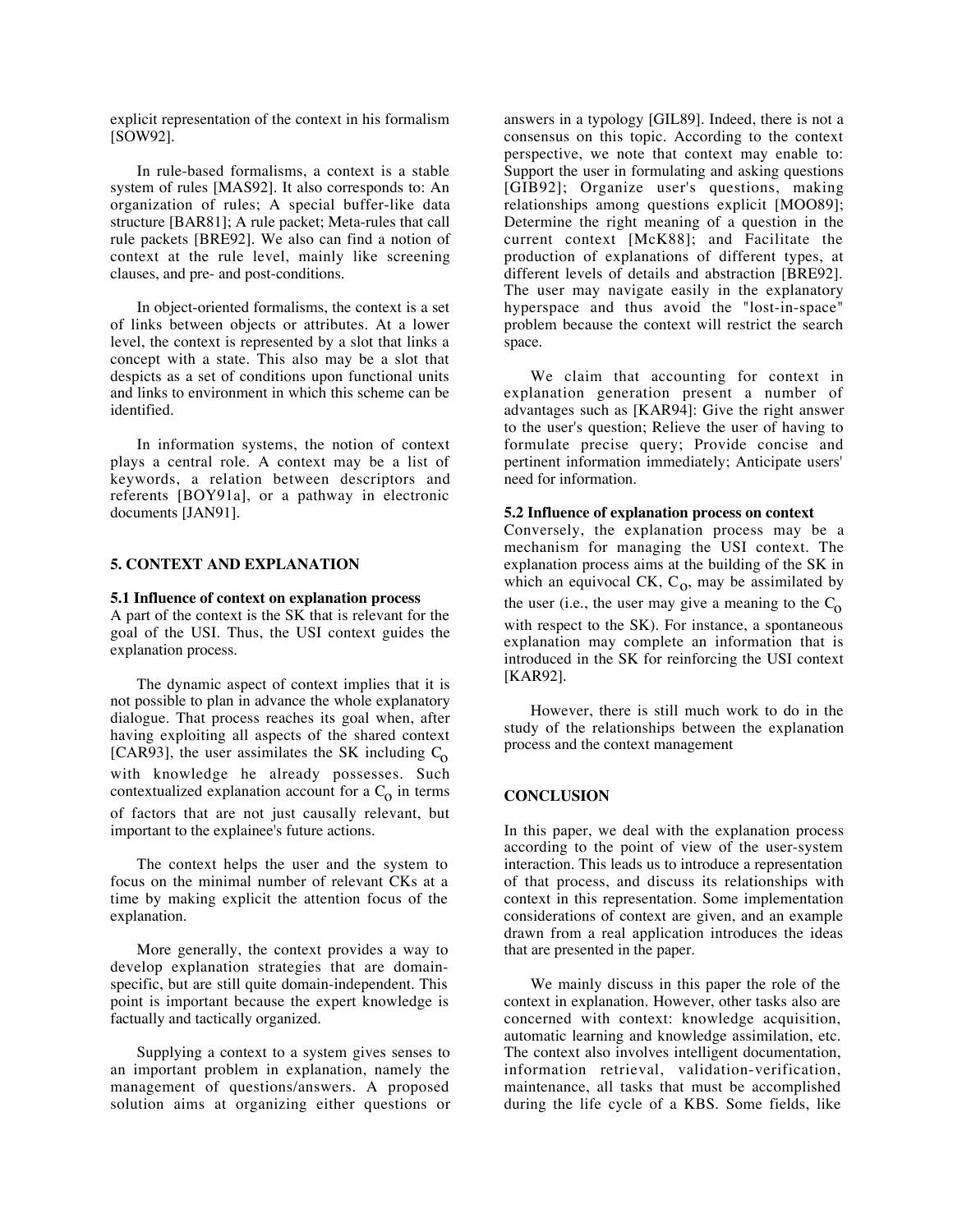explicit representation of the context in his formalism [SOW92].

In rule-based formalisms, a context is a stable system of rules [MAS92]. It also corresponds to: An organization of rules; A special buffer-like data structure [BAR81]; A rule packet; Meta-rules that call rule packets [BRE92]. We also can find a notion of context at the rule level, mainly like screening clauses, and pre- and post-conditions.

In object-oriented formalisms, the context is a set of links between objects or attributes. At a lower level, the context is represented by a slot that links a concept with a state. This also may be a slot that despicts as a set of conditions upon functional units and links to environment in which this scheme can be identified.

In information systems, the notion of context plays a central role. A context may be a list of keywords, a relation between descriptors and referents [BOY91a], or a pathway in electronic documents [JAN91].

## 5. CONTEXT AND EXPLANATION

### 5.1 Influence of context on explanation process

A part of the context is the SK that is relevant for the goal of the USI. Thus, the USI context guides the explanation process.

The dynamic aspect of context implies that it is not possible to plan in advance the whole explanatory dialogue. That process reaches its goal when, after having exploiting all aspects of the shared context [CAR93], the user assimilates the SK including $C_o$ with knowledge he already possesses. Such contextualized explanation account for a $C_o$ in terms of factors that are not just causally relevant, but important to the explainee's future actions.

The context helps the user and the system to focus on the minimal number of relevant CKs at a time by making explicit the attention focus of the explanation.

More generally, the context provides a way to develop explanation strategies that are domain-specific, but are still quite domain-independent. This point is important because the expert knowledge is factually and tactically organized.

Supplying a context to a system gives senses to an important problem in explanation, namely the management of questions/answers. A proposed solution aims at organizing either questions or answers in a typology [GIL89]. Indeed, there is not a consensus on this topic. According to the context perspective, we note that context may enable to: Support the user in formulating and asking questions [GIB92]; Organize user's questions, making relationships among questions explicit [MOO89]; Determine the right meaning of a question in the current context [McK88]; and Facilitate the production of explanations of different types, at different levels of details and abstraction [BRE92]. The user may navigate easily in the explanatory hyperspace and thus avoid the "lost-in-space" problem because the context will restrict the search space.

We claim that accounting for context in explanation generation present a number of advantages such as [KAR94]: Give the right answer to the user's question; Relieve the user of having to formulate precise query; Provide concise and pertinent information immediately; Anticipate users' need for information.

### 5.2 Influence of explanation process on context

Conversely, the explanation process may be a mechanism for managing the USI context. The explanation process aims at the building of the SK in which an equivocal CK, $C_o$, may be assimilated by the user (i.e., the user may give a meaning to the $C_o$ with respect to the SK). For instance, a spontaneous explanation may complete an information that is introduced in the SK for reinforcing the USI context [KAR92].

However, there is still much work to do in the study of the relationships between the explanation process and the context management

## CONCLUSION

In this paper, we deal with the explanation process according to the point of view of the user-system interaction. This leads us to introduce a representation of that process, and discuss its relationships with context in this representation. Some implementation considerations of context are given, and an example drawn from a real application introduces the ideas that are presented in the paper.

We mainly discuss in this paper the role of the context in explanation. However, other tasks also are concerned with context: knowledge acquisition, automatic learning and knowledge assimilation, etc. The context also involves intelligent documentation, information retrieval, validation-verification, maintenance, all tasks that must be accomplished during the life cycle of a KBS. Some fields, like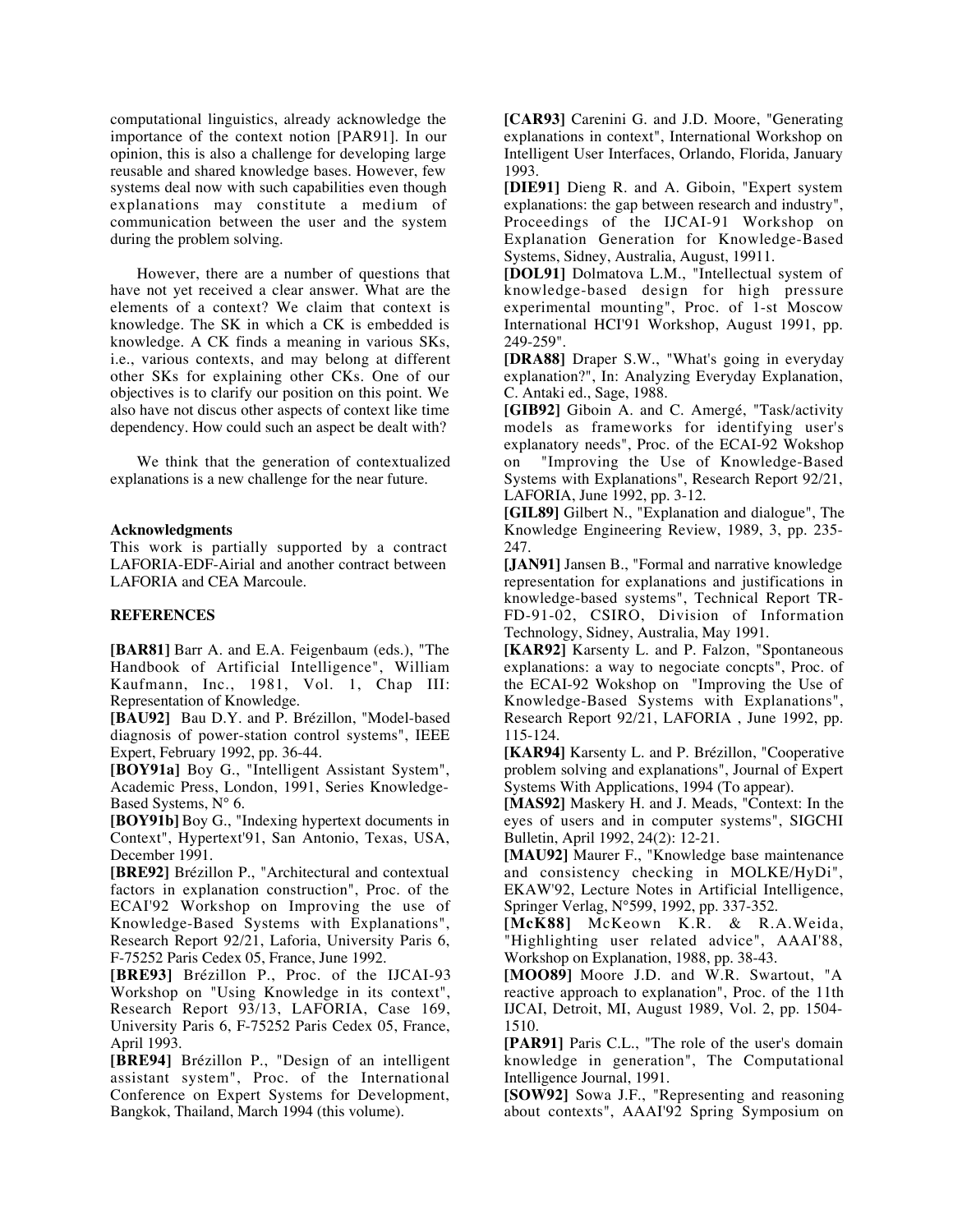computational linguistics, already acknowledge the importance of the context notion [PAR91]. In our opinion, this is also a challenge for developing large reusable and shared knowledge bases. However, few systems deal now with such capabilities even though explanations may constitute a medium of communication between the user and the system during the problem solving.

However, there are a number of questions that have not yet received a clear answer. What are the elements of a context? We claim that context is knowledge. The SK in which a CK is embedded is knowledge. A CK finds a meaning in various SKs, i.e., various contexts, and may belong at different other SKs for explaining other CKs. One of our objectives is to clarify our position on this point. We also have not discus other aspects of context like time dependency. How could such an aspect be dealt with?

We think that the generation of contextualized explanations is a new challenge for the near future.

**Acknowledgments**

This work is partially supported by a contract LAFORIA-EDF-Airial and another contract between LAFORIA and CEA Marcoule.

**REFERENCES**

**[BAR81]** Barr A. and E.A. Feigenbaum (eds.), "The Handbook of Artificial Intelligence", William Kaufmann, Inc., 1981, Vol. 1, Chap III: Representation of Knowledge.

**[BAU92]** Bau D.Y. and P. Brézillon, "Model-based diagnosis of power-station control systems", IEEE Expert, February 1992, pp. 36-44.

**[BOY91a]** Boy G., "Intelligent Assistant System", Academic Press, London, 1991, Series Knowledge-Based Systems, N° 6.

**[BOY91b]** Boy G., "Indexing hypertext documents in Context", Hypertext'91, San Antonio, Texas, USA, December 1991.

**[BRE92]** Brézillon P., "Architectural and contextual factors in explanation construction", Proc. of the ECAI'92 Workshop on Improving the use of Knowledge-Based Systems with Explanations", Research Report 92/21, Laforia, University Paris 6, F-75252 Paris Cedex 05, France, June 1992.

**[BRE93]** Brézillon P., Proc. of the IJCAI-93 Workshop on "Using Knowledge in its context", Research Report 93/13, LAFORIA, Case 169, University Paris 6, F-75252 Paris Cedex 05, France, April 1993.

**[BRE94]** Brézillon P., "Design of an intelligent assistant system", Proc. of the International Conference on Expert Systems for Development, Bangkok, Thailand, March 1994 (this volume).

**[CAR93]** Carenini G. and J.D. Moore, "Generating explanations in context", International Workshop on Intelligent User Interfaces, Orlando, Florida, January 1993.

**[DIE91]** Dieng R. and A. Giboin, "Expert system explanations: the gap between research and industry", Proceedings of the IJCAI-91 Workshop on Explanation Generation for Knowledge-Based Systems, Sidney, Australia, August, 19911.

**[DOL91]** Dolmatova L.M., "Intellectual system of knowledge-based design for high pressure experimental mounting", Proc. of 1-st Moscow International HCI'91 Workshop, August 1991, pp. 249-259".

**[DRA88]** Draper S.W., "What's going in everyday explanation?", In: Analyzing Everyday Explanation, C. Antaki ed., Sage, 1988.

**[GIB92]** Giboin A. and C. Amergé, "Task/activity models as frameworks for identifying user's explanatory needs", Proc. of the ECAI-92 Wokshop on "Improving the Use of Knowledge-Based Systems with Explanations", Research Report 92/21, LAFORIA, June 1992, pp. 3-12.

**[GIL89]** Gilbert N., "Explanation and dialogue", The Knowledge Engineering Review, 1989, 3, pp. 235-247.

**[JAN91]** Jansen B., "Formal and narrative knowledge representation for explanations and justifications in knowledge-based systems", Technical Report TR-FD-91-02, CSIRO, Division of Information Technology, Sidney, Australia, May 1991.

**[KAR92]** Karsenty L. and P. Falzon, "Spontaneous explanations: a way to negociate concpts", Proc. of the ECAI-92 Wokshop on "Improving the Use of Knowledge-Based Systems with Explanations", Research Report 92/21, LAFORIA , June 1992, pp. 115-124.

**[KAR94]** Karsenty L. and P. Brézillon, "Cooperative problem solving and explanations", Journal of Expert Systems With Applications, 1994 (To appear).

**[MAS92]** Maskery H. and J. Meads, "Context: In the eyes of users and in computer systems", SIGCHI Bulletin, April 1992, 24(2): 12-21.

**[MAU92]** Maurer F., "Knowledge base maintenance and consistency checking in MOLKE/HyDi", EKAW'92, Lecture Notes in Artificial Intelligence, Springer Verlag, N°599, 1992, pp. 337-352.

**[McK88]** McKeown K.R. & R.A.Weida, "Highlighting user related advice", AAAI'88, Workshop on Explanation, 1988, pp. 38-43.

**[MOO89]** Moore J.D. and W.R. Swartout, "A reactive approach to explanation", Proc. of the 11th IJCAI, Detroit, MI, August 1989, Vol. 2, pp. 1504-1510.

**[PAR91]** Paris C.L., "The role of the user's domain knowledge in generation", The Computational Intelligence Journal, 1991.

**[SOW92]** Sowa J.F., "Representing and reasoning about contexts", AAAI'92 Spring Symposium on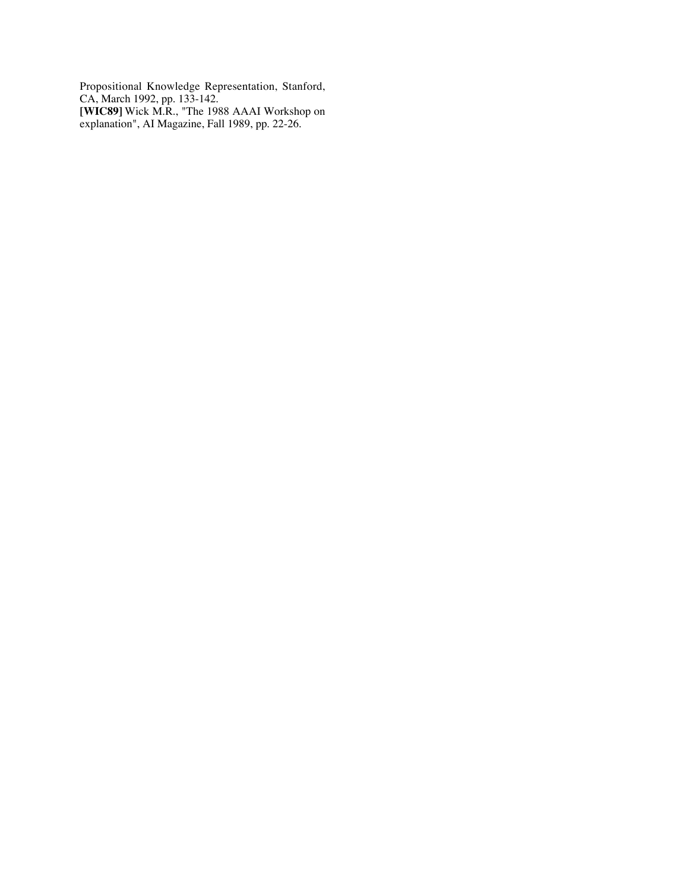Propositional Knowledge Representation, Stanford, CA, March 1992, pp. 133-142.

**[WIC89]** Wick M.R., "The 1988 AAAI Workshop on explanation", AI Magazine, Fall 1989, pp. 22-26.